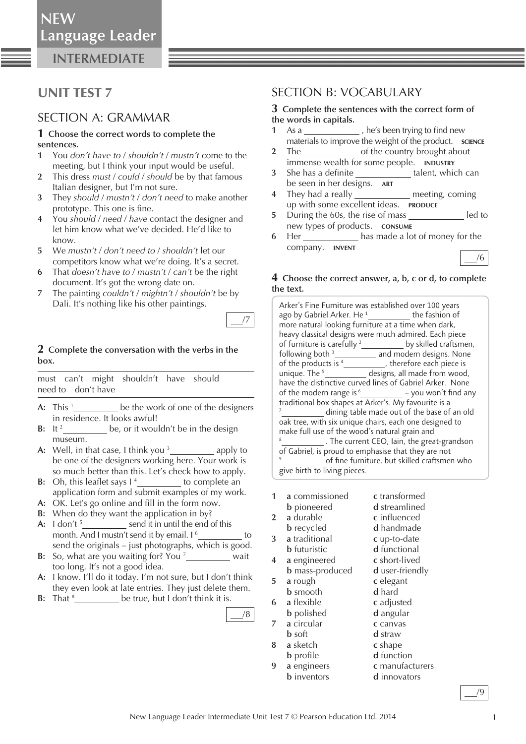NEW
Language Leader
INTERMEDIATE

# UNIT TEST 7

## SECTION A: GRAMMAR

**1 Choose the correct words to complete the sentences.**

1 You *don't have to* / *shouldn't* / *mustn't* come to the meeting, but I think your input would be useful.
2 This dress *must* / *could* / *should* be by that famous Italian designer, but I'm not sure.
3 They *should* / *mustn't* / *don't need* to make another prototype. This one is fine.
4 You *should* / *need* / *have* contact the designer and let him know what we've decided. He'd like to know.
5 We *mustn't* / *don't need to* / *shouldn't* let our competitors know what we're doing. It's a secret.
6 That *doesn't have to* / *mustn't* / *can't* be the right document. It's got the wrong date on.
7 The painting *couldn't* / *mightn't* / *shouldn't* be by Dali. It's nothing like his other paintings.

___/7

**2 Complete the conversation with the verbs in the box.**

must can't might shouldn't have should need to don't have

A: This [1]__________ be the work of one of the designers in residence. It looks awful!
B: It [2]__________ be, or it wouldn't be in the design museum.
A: Well, in that case, I think you [3]__________ apply to be one of the designers working here. Your work is so much better than this. Let's check how to apply.
B: Oh, this leaflet says I [4]__________ to complete an application form and submit examples of my work.
A: OK. Let's go online and fill in the form now.
B: When do they want the application in by?
A: I don't [5]__________ send it in until the end of this month. And I mustn't send it by email. I [6]__________ to send the originals – just photographs, which is good.
B: So, what are you waiting for? You [7]__________ wait too long. It's not a good idea.
A: I know. I'll do it today. I'm not sure, but I don't think they even look at late entries. They just delete them.
B: That [8]__________ be true, but I don't think it is.

___/8

## SECTION B: VOCABULARY

**3 Complete the sentences with the correct form of the words in capitals.**

1 As a __________ , he's been trying to find new materials to improve the weight of the product. **SCIENCE**
2 The __________ of the country brought about immense wealth for some people. **INDUSTRY**
3 She has a definite __________ talent, which can be seen in her designs. **ART**
4 They had a really __________ meeting, coming up with some excellent ideas. **PRODUCE**
5 During the 60s, the rise of mass __________ led to new types of products. **CONSUME**
6 Her __________ has made a lot of money for the company. **INVENT**

___/6

**4 Choose the correct answer, a, b, c or d, to complete the text.**

Arker's Fine Furniture was established over 100 years ago by Gabriel Arker. He [1]__________ the fashion of more natural looking furniture at a time when dark, heavy classical designs were much admired. Each piece of furniture is carefully [2]__________ by skilled craftsmen, following both [3]__________ and modern designs. None of the products is [4]__________, therefore each piece is unique. The [5]__________ designs, all made from wood, have the distinctive curved lines of Gabriel Arker. None of the modern range is [6]__________ – you won't find any traditional box shapes at Arker's. My favourite is a [7]__________ dining table made out of the base of an old oak tree, with six unique chairs, each one designed to make full use of the wood's natural grain and [8]__________ . The current CEO, Iain, the great-grandson of Gabriel, is proud to emphasise that they are not [9]__________ of fine furniture, but skilled craftsmen who give birth to living pieces.

1 a commissioned b pioneered c transformed d streamlined
2 a durable b recycled c influenced d handmade
3 a traditional b futuristic c up-to-date d functional
4 a engineered b mass-produced c short-lived d user-friendly
5 a rough b smooth c elegant d hard
6 a flexible b polished c adjusted d angular
7 a circular b soft c canvas d straw
8 a sketch b profile c shape d function
9 a engineers b inventors c manufacturers d innovators

___/9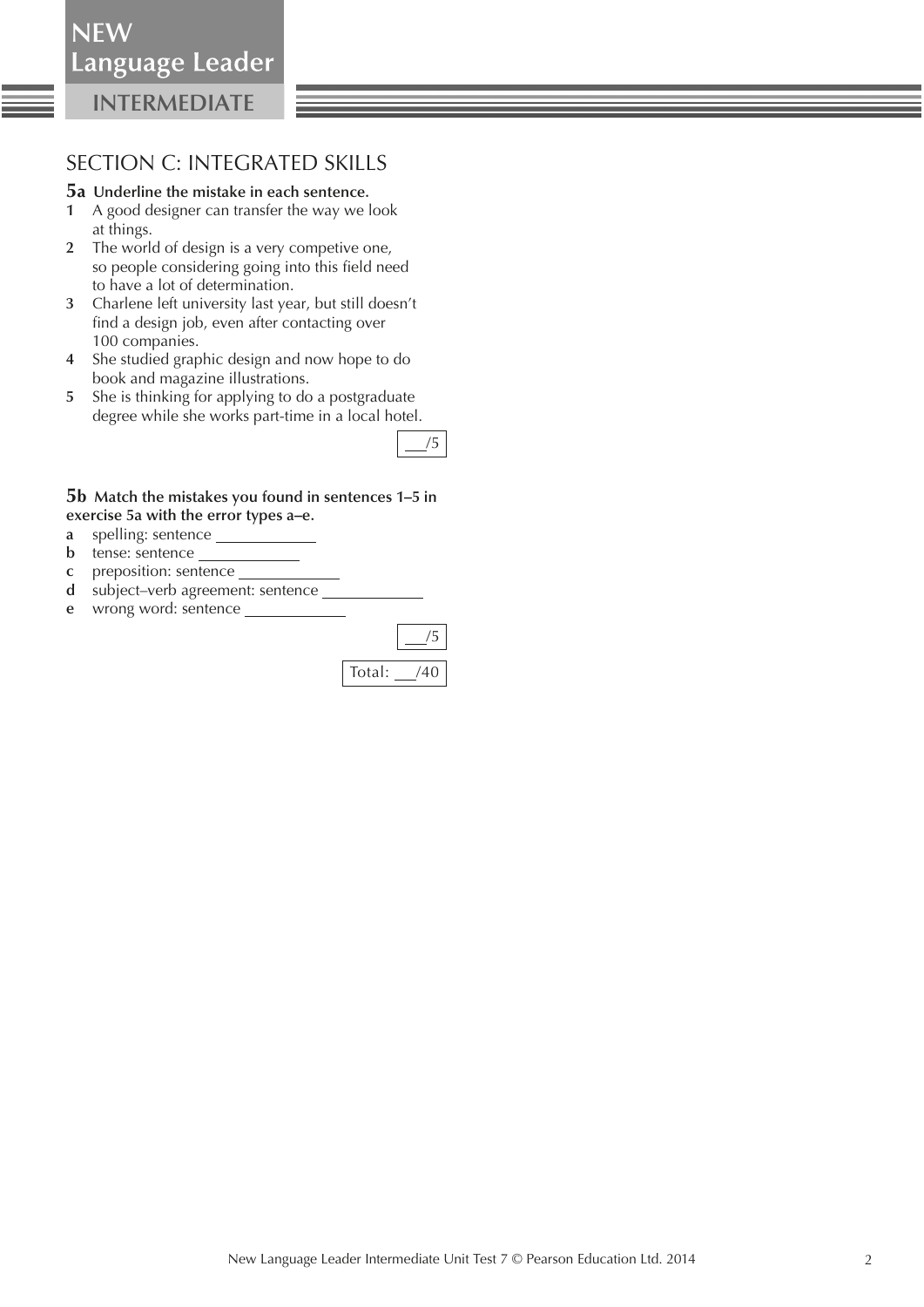## SECTION C: INTEGRATED SKILLS

**5a Underline the mistake in each sentence.**

1. A good designer can transfer the way we look at things.
2. The world of design is a very competive one, so people considering going into this field need to have a lot of determination.
3. Charlene left university last year, but still doesn't find a design job, even after contacting over 100 companies.
4. She studied graphic design and now hope to do book and magazine illustrations.
5. She is thinking for applying to do a postgraduate degree while she works part-time in a local hotel.

___/5

**5b Match the mistakes you found in sentences 1–5 in exercise 5a with the error types a–e.**

a. spelling: sentence ____________
b. tense: sentence ____________
c. preposition: sentence ____________
d. subject–verb agreement: sentence ____________
e. wrong word: sentence ____________

___/5

Total: ___/40